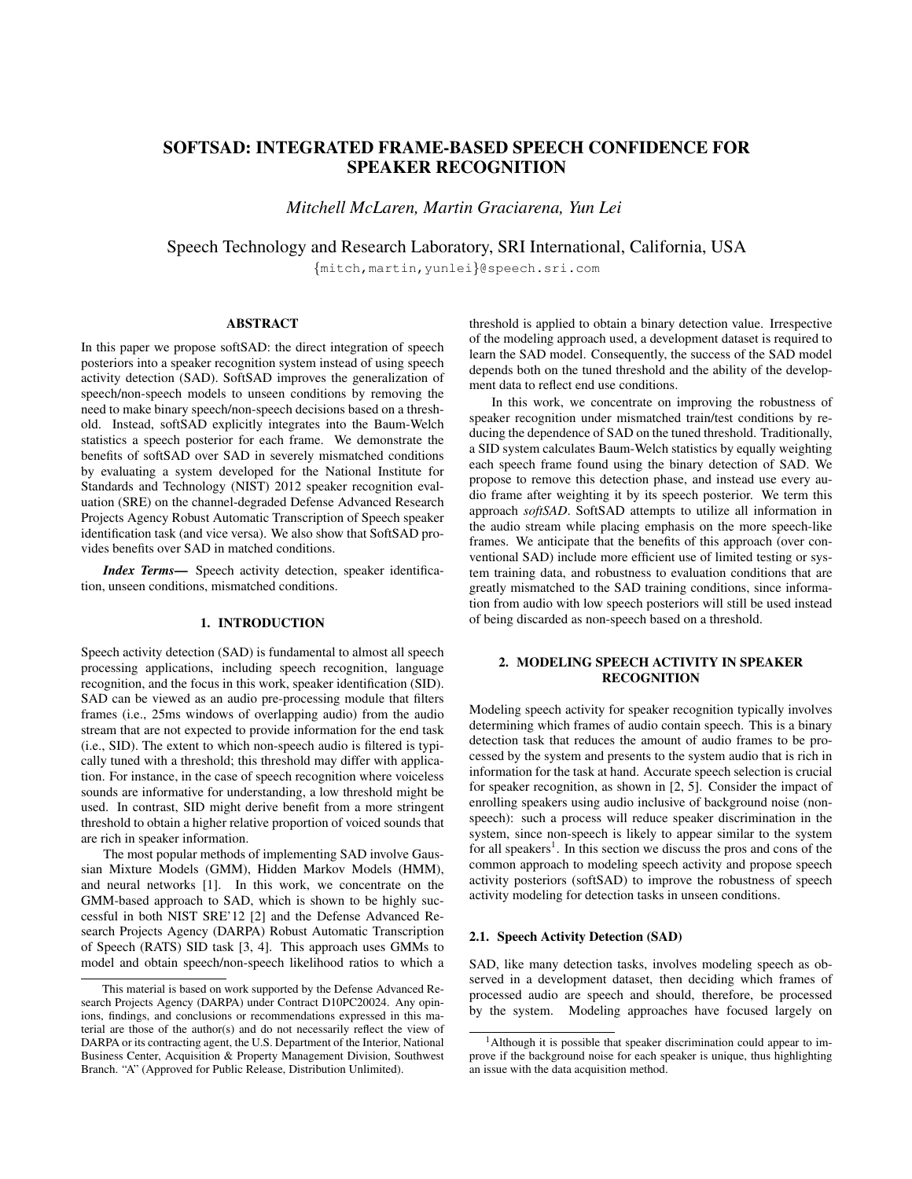# SOFTSAD: INTEGRATED FRAME-BASED SPEECH CONFIDENCE FOR SPEAKER RECOGNITION

*Mitchell McLaren, Martin Graciarena, Yun Lei*

Speech Technology and Research Laboratory, SRI International, California, USA

{mitch,martin,yunlei}@speech.sri.com

## ABSTRACT

In this paper we propose softSAD: the direct integration of speech posteriors into a speaker recognition system instead of using speech activity detection (SAD). SoftSAD improves the generalization of speech/non-speech models to unseen conditions by removing the need to make binary speech/non-speech decisions based on a threshold. Instead, softSAD explicitly integrates into the Baum-Welch statistics a speech posterior for each frame. We demonstrate the benefits of softSAD over SAD in severely mismatched conditions by evaluating a system developed for the National Institute for Standards and Technology (NIST) 2012 speaker recognition evaluation (SRE) on the channel-degraded Defense Advanced Research Projects Agency Robust Automatic Transcription of Speech speaker identification task (and vice versa). We also show that SoftSAD provides benefits over SAD in matched conditions.

***Index Terms***— Speech activity detection, speaker identification, unseen conditions, mismatched conditions.

## 1. INTRODUCTION

Speech activity detection (SAD) is fundamental to almost all speech processing applications, including speech recognition, language recognition, and the focus in this work, speaker identification (SID). SAD can be viewed as an audio pre-processing module that filters frames (i.e., 25ms windows of overlapping audio) from the audio stream that are not expected to provide information for the end task (i.e., SID). The extent to which non-speech audio is filtered is typically tuned with a threshold; this threshold may differ with application. For instance, in the case of speech recognition where voiceless sounds are informative for understanding, a low threshold might be used. In contrast, SID might derive benefit from a more stringent threshold to obtain a higher relative proportion of voiced sounds that are rich in speaker information.

The most popular methods of implementing SAD involve Gaussian Mixture Models (GMM), Hidden Markov Models (HMM), and neural networks [1]. In this work, we concentrate on the GMM-based approach to SAD, which is shown to be highly successful in both NIST SRE'12 [2] and the Defense Advanced Research Projects Agency (DARPA) Robust Automatic Transcription of Speech (RATS) SID task [3, 4]. This approach uses GMMs to model and obtain speech/non-speech likelihood ratios to which a threshold is applied to obtain a binary detection value. Irrespective of the modeling approach used, a development dataset is required to learn the SAD model. Consequently, the success of the SAD model depends both on the tuned threshold and the ability of the development data to reflect end use conditions.

In this work, we concentrate on improving the robustness of speaker recognition under mismatched train/test conditions by reducing the dependence of SAD on the tuned threshold. Traditionally, a SID system calculates Baum-Welch statistics by equally weighting each speech frame found using the binary detection of SAD. We propose to remove this detection phase, and instead use every audio frame after weighting it by its speech posterior. We term this approach *softSAD*. SoftSAD attempts to utilize all information in the audio stream while placing emphasis on the more speech-like frames. We anticipate that the benefits of this approach (over conventional SAD) include more efficient use of limited testing or system training data, and robustness to evaluation conditions that are greatly mismatched to the SAD training conditions, since information from audio with low speech posteriors will still be used instead of being discarded as non-speech based on a threshold.

## 2. MODELING SPEECH ACTIVITY IN SPEAKER RECOGNITION

Modeling speech activity for speaker recognition typically involves determining which frames of audio contain speech. This is a binary detection task that reduces the amount of audio frames to be processed by the system and presents to the system audio that is rich in information for the task at hand. Accurate speech selection is crucial for speaker recognition, as shown in [2, 5]. Consider the impact of enrolling speakers using audio inclusive of background noise (non-speech): such a process will reduce speaker discrimination in the system, since non-speech is likely to appear similar to the system for all speakers[1]. In this section we discuss the pros and cons of the common approach to modeling speech activity and propose speech activity posteriors (softSAD) to improve the robustness of speech activity modeling for detection tasks in unseen conditions.

### 2.1. Speech Activity Detection (SAD)

SAD, like many detection tasks, involves modeling speech as observed in a development dataset, then deciding which frames of processed audio are speech and should, therefore, be processed by the system. Modeling approaches have focused largely on

---

This material is based on work supported by the Defense Advanced Research Projects Agency (DARPA) under Contract D10PC20024. Any opinions, findings, and conclusions or recommendations expressed in this material are those of the author(s) and do not necessarily reflect the view of DARPA or its contracting agent, the U.S. Department of the Interior, National Business Center, Acquisition & Property Management Division, Southwest Branch. "A" (Approved for Public Release, Distribution Unlimited).

[1] Although it is possible that speaker discrimination could appear to improve if the background noise for each speaker is unique, thus highlighting an issue with the data acquisition method.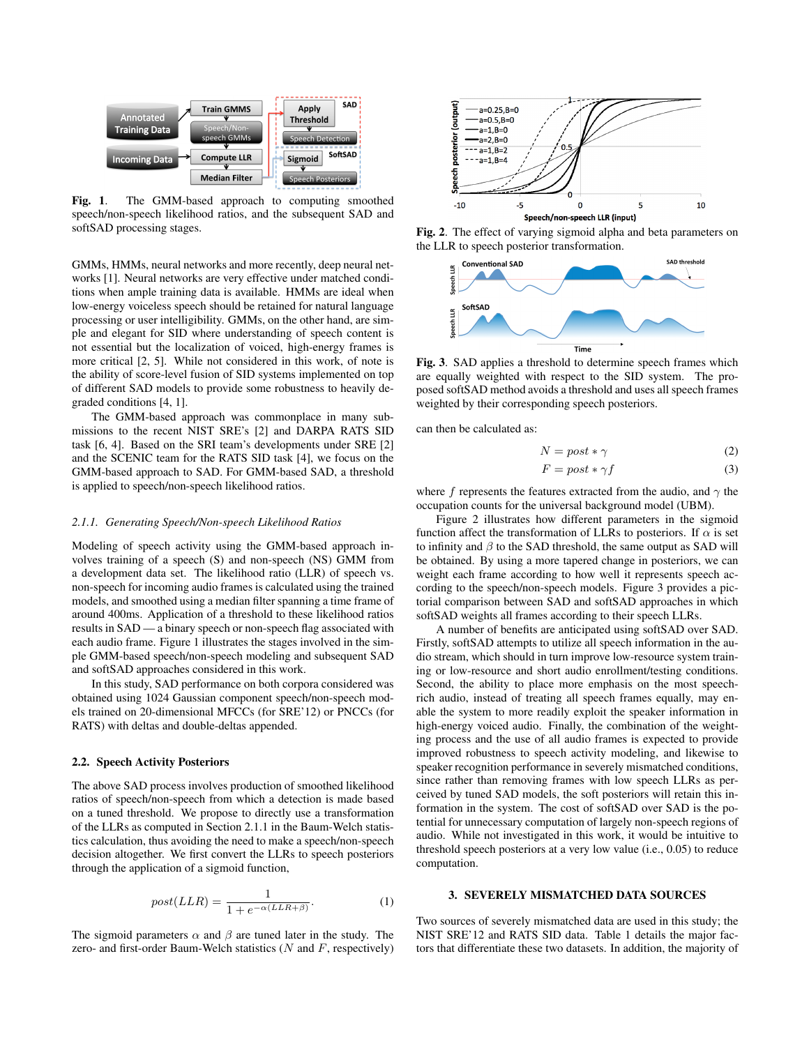Fig. 1. The GMM-based approach to computing smoothed speech/non-speech likelihood ratios, and the subsequent SAD and softSAD processing stages.

GMMs, HMMs, neural networks and more recently, deep neural networks [1]. Neural networks are very effective under matched conditions when ample training data is available. HMMs are ideal when low-energy voiceless speech should be retained for natural language processing or user intelligibility. GMMs, on the other hand, are simple and elegant for SID where understanding of speech content is not essential but the localization of voiced, high-energy frames is more critical [2, 5]. While not considered in this work, of note is the ability of score-level fusion of SID systems implemented on top of different SAD models to provide some robustness to heavily degraded conditions [4, 1].

The GMM-based approach was commonplace in many submissions to the recent NIST SRE's [2] and DARPA RATS SID task [6, 4]. Based on the SRI team's developments under SRE [2] and the SCENIC team for the RATS SID task [4], we focus on the GMM-based approach to SAD. For GMM-based SAD, a threshold is applied to speech/non-speech likelihood ratios.

### 2.1.1. Generating Speech/Non-speech Likelihood Ratios

Modeling of speech activity using the GMM-based approach involves training of a speech (S) and non-speech (NS) GMM from a development data set. The likelihood ratio (LLR) of speech vs. non-speech for incoming audio frames is calculated using the trained models, and smoothed using a median filter spanning a time frame of around 400ms. Application of a threshold to these likelihood ratios results in SAD — a binary speech or non-speech flag associated with each audio frame. Figure 1 illustrates the stages involved in the simple GMM-based speech/non-speech modeling and subsequent SAD and softSAD approaches considered in this work.

In this study, SAD performance on both corpora considered was obtained using 1024 Gaussian component speech/non-speech models trained on 20-dimensional MFCCs (for SRE'12) or PNCCs (for RATS) with deltas and double-deltas appended.

## 2.2. Speech Activity Posteriors

The above SAD process involves production of smoothed likelihood ratios of speech/non-speech from which a detection is made based on a tuned threshold. We propose to directly use a transformation of the LLRs as computed in Section 2.1.1 in the Baum-Welch statistics calculation, thus avoiding the need to make a speech/non-speech decision altogether. We first convert the LLRs to speech posteriors through the application of a sigmoid function,

$$post(LLR) = \frac{1}{1 + e^{-\alpha(LLR+\beta)}}. \quad (1)$$

The sigmoid parameters $\alpha$ and $\beta$ are tuned later in the study. The zero- and first-order Baum-Welch statistics ($N$ and $F$, respectively) can then be calculated as:

$$N = post * \gamma \quad (2)$$

$$F = post * \gamma f \quad (3)$$

where $f$ represents the features extracted from the audio, and $\gamma$ the occupation counts for the universal background model (UBM).

**Fig. 2**. The effect of varying sigmoid alpha and beta parameters on the LLR to speech posterior transformation.

**Fig. 3**. SAD applies a threshold to determine speech frames which are equally weighted with respect to the SID system. The proposed softSAD method avoids a threshold and uses all speech frames weighted by their corresponding speech posteriors.

Figure 2 illustrates how different parameters in the sigmoid function affect the transformation of LLRs to posteriors. If $\alpha$ is set to infinity and $\beta$ to the SAD threshold, the same output as SAD will be obtained. By using a more tapered change in posteriors, we can weight each frame according to how well it represents speech according to the speech/non-speech models. Figure 3 provides a pictorial comparison between SAD and softSAD approaches in which softSAD weights all frames according to their speech LLRs.

A number of benefits are anticipated using softSAD over SAD. Firstly, softSAD attempts to utilize all speech information in the audio stream, which should in turn improve low-resource system training or low-resource and short audio enrollment/testing conditions. Second, the ability to place more emphasis on the most speech-rich audio, instead of treating all speech frames equally, may enable the system to more readily exploit the speaker information in high-energy voiced audio. Finally, the combination of the weighting process and the use of all audio frames is expected to provide improved robustness to speech activity modeling, and likewise to speaker recognition performance in severely mismatched conditions, since rather than removing frames with low speech LLRs as perceived by tuned SAD models, the soft posteriors will retain this information in the system. The cost of softSAD over SAD is the potential for unnecessary computation of largely non-speech regions of audio. While not investigated in this work, it would be intuitive to threshold speech posteriors at a very low value (i.e., 0.05) to reduce computation.

## 3. SEVERELY MISMATCHED DATA SOURCES

Two sources of severely mismatched data are used in this study; the NIST SRE'12 and RATS SID data. Table 1 details the major factors that differentiate these two datasets. In addition, the majority of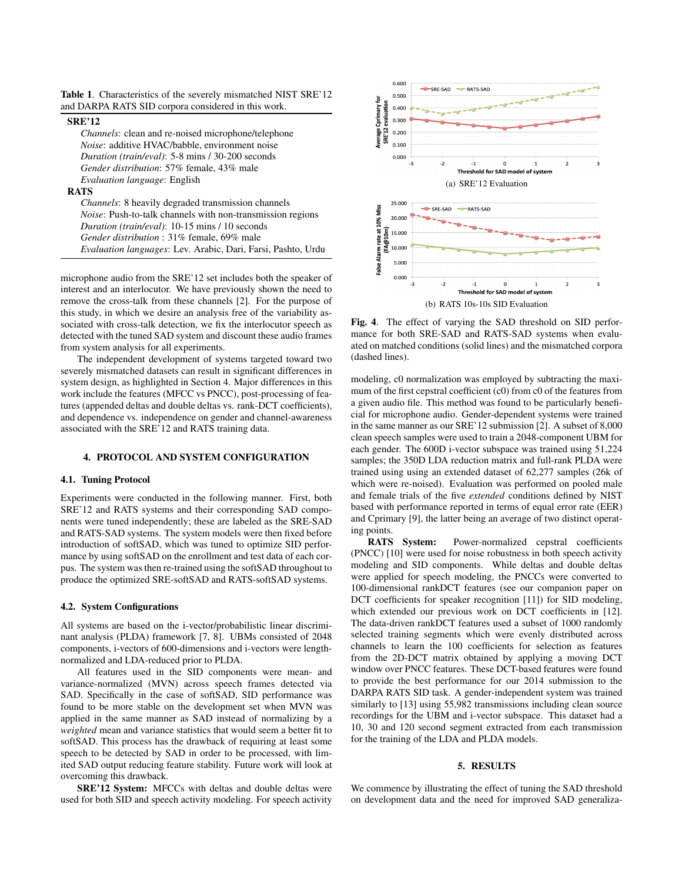**Table 1**. Characteristics of the severely mismatched NIST SRE'12 and DARPA RATS SID corpora considered in this work.

**SRE'12**

- *Channels*: clean and re-noised microphone/telephone
- *Noise*: additive HVAC/babble, environment noise
- *Duration (train/eval)*: 5-8 mins / 30-200 seconds
- *Gender distribution*: 57% female, 43% male
- *Evaluation language*: English

**RATS**

- *Channels*: 8 heavily degraded transmission channels
- *Noise*: Push-to-talk channels with non-transmission regions
- *Duration (train/eval)*: 10-15 mins / 10 seconds
- *Gender distribution* : 31% female, 69% male
- *Evaluation languages*: Lev. Arabic, Dari, Farsi, Pashto, Urdu

microphone audio from the SRE'12 set includes both the speaker of interest and an interlocutor. We have previously shown the need to remove the cross-talk from these channels [2]. For the purpose of this study, in which we desire an analysis free of the variability associated with cross-talk detection, we fix the interlocutor speech as detected with the tuned SAD system and discount these audio frames from system analysis for all experiments.

The independent development of systems targeted toward two severely mismatched datasets can result in significant differences in system design, as highlighted in Section 4. Major differences in this work include the features (MFCC vs PNCC), post-processing of features (appended deltas and double deltas vs. rank-DCT coefficients), and dependence vs. independence on gender and channel-awareness associated with the SRE'12 and RATS training data.

## 4. PROTOCOL AND SYSTEM CONFIGURATION

### 4.1. Tuning Protocol

Experiments were conducted in the following manner. First, both SRE'12 and RATS systems and their corresponding SAD components were tuned independently; these are labeled as the SRE-SAD and RATS-SAD systems. The system models were then fixed before introduction of softSAD, which was tuned to optimize SID performance by using softSAD on the enrollment and test data of each corpus. The system was then re-trained using the softSAD throughout to produce the optimized SRE-softSAD and RATS-softSAD systems.

### 4.2. System Configurations

All systems are based on the i-vector/probabilistic linear discriminant analysis (PLDA) framework [7, 8]. UBMs consisted of 2048 components, i-vectors of 600-dimensions and i-vectors were length-normalized and LDA-reduced prior to PLDA.

All features used in the SID components were mean- and variance-normalized (MVN) across speech frames detected via SAD. Specifically in the case of softSAD, SID performance was found to be more stable on the development set when MVN was applied in the same manner as SAD instead of normalizing by a *weighted* mean and variance statistics that would seem a better fit to softSAD. This process has the drawback of requiring at least some speech to be detected by SAD in order to be processed, with limited SAD output reducing feature stability. Future work will look at overcoming this drawback.

**SRE'12 System:** MFCCs with deltas and double deltas were used for both SID and speech activity modeling. For speech activity modeling, c0 normalization was employed by subtracting the maximum of the first cepstral coefficient (c0) from c0 of the features from a given audio file. This method was found to be particularly beneficial for microphone audio. Gender-dependent systems were trained in the same manner as our SRE'12 submission [2]. A subset of 8,000 clean speech samples were used to train a 2048-component UBM for each gender. The 600D i-vector subspace was trained using 51,224 samples; the 350D LDA reduction matrix and full-rank PLDA were trained using using an extended dataset of 62,277 samples (26k of which were re-noised). Evaluation was performed on pooled male and female trials of the five *extended* conditions defined by NIST based with performance reported in terms of equal error rate (EER) and Cprimary [9], the latter being an average of two distinct operating points.

**RATS System:** Power-normalized cepstral coefficients (PNCC) [10] were used for noise robustness in both speech activity modeling and SID components. While deltas and double deltas were applied for speech modeling, the PNCCs were converted to 100-dimensional rankDCT features (see our companion paper on DCT coefficients for speaker recognition [11]) for SID modeling, which extended our previous work on DCT coefficients in [12]. The data-driven rankDCT features used a subset of 1000 randomly selected training segments which were evenly distributed across channels to learn the 100 coefficients for selection as features from the 2D-DCT matrix obtained by applying a moving DCT window over PNCC features. These DCT-based features were found to provide the best performance for our 2014 submission to the DARPA RATS SID task. A gender-independent system was trained similarly to [13] using 55,982 transmissions including clean source recordings for the UBM and i-vector subspace. This dataset had a 10, 30 and 120 second segment extracted from each transmission for the training of the LDA and PLDA models.

(a) SRE'12 Evaluation

(b) RATS 10s-10s SID Evaluation

**Fig. 4**. The effect of varying the SAD threshold on SID performance for both SRE-SAD and RATS-SAD systems when evaluated on matched conditions (solid lines) and the mismatched corpora (dashed lines).

## 5. RESULTS

We commence by illustrating the effect of tuning the SAD threshold on development data and the need for improved SAD generaliza-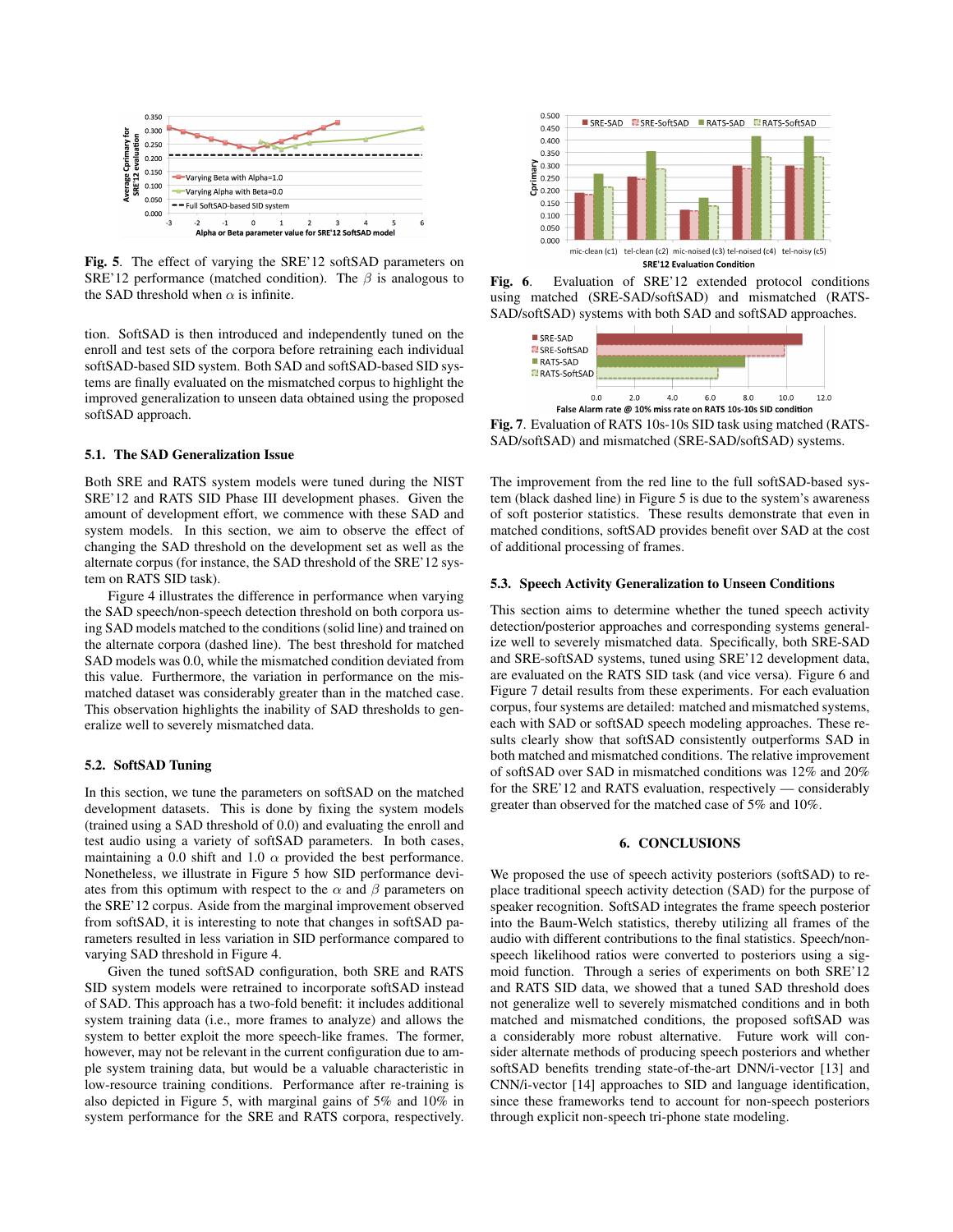Fig. 5. The effect of varying the SRE'12 softSAD parameters on SRE'12 performance (matched condition). The $\beta$ is analogous to the SAD threshold when $\alpha$ is infinite.

tion. SoftSAD is then introduced and independently tuned on the enroll and test sets of the corpora before retraining each individual softSAD-based SID system. Both SAD and softSAD-based SID systems are finally evaluated on the mismatched corpus to highlight the improved generalization to unseen data obtained using the proposed softSAD approach.

### 5.1. The SAD Generalization Issue

Both SRE and RATS system models were tuned during the NIST SRE'12 and RATS SID Phase III development phases. Given the amount of development effort, we commence with these SAD and system models. In this section, we aim to observe the effect of changing the SAD threshold on the development set as well as the alternate corpus (for instance, the SAD threshold of the SRE'12 system on RATS SID task).

Figure 4 illustrates the difference in performance when varying the SAD speech/non-speech detection threshold on both corpora using SAD models matched to the conditions (solid line) and trained on the alternate corpora (dashed line). The best threshold for matched SAD models was 0.0, while the mismatched condition deviated from this value. Furthermore, the variation in performance on the mismatched dataset was considerably greater than in the matched case. This observation highlights the inability of SAD thresholds to generalize well to severely mismatched data.

### 5.2. SoftSAD Tuning

In this section, we tune the parameters on softSAD on the matched development datasets. This is done by fixing the system models (trained using a SAD threshold of 0.0) and evaluating the enroll and test audio using a variety of softSAD parameters. In both cases, maintaining a 0.0 shift and 1.0 $\alpha$ provided the best performance. Nonetheless, we illustrate in Figure 5 how SID performance deviates from this optimum with respect to the $\alpha$ and $\beta$ parameters on the SRE'12 corpus. Aside from the marginal improvement observed from softSAD, it is interesting to note that changes in softSAD parameters resulted in less variation in SID performance compared to varying SAD threshold in Figure 4.

Given the tuned softSAD configuration, both SRE and RATS SID system models were retrained to incorporate softSAD instead of SAD. This approach has a two-fold benefit: it includes additional system training data (i.e., more frames to analyze) and allows the system to better exploit the more speech-like frames. The former, however, may not be relevant in the current configuration due to ample system training data, but would be a valuable characteristic in low-resource training conditions. Performance after re-training is also depicted in Figure 5, with marginal gains of 5% and 10% in system performance for the SRE and RATS corpora, respectively.

Fig. 6. Evaluation of SRE'12 extended protocol conditions using matched (SRE-SAD/softSAD) and mismatched (RATS-SAD/softSAD) systems with both SAD and softSAD approaches.

Fig. 7. Evaluation of RATS 10s-10s SID task using matched (RATS-SAD/softSAD) and mismatched (SRE-SAD/softSAD) systems.

The improvement from the red line to the full softSAD-based system (black dashed line) in Figure 5 is due to the system's awareness of soft posterior statistics. These results demonstrate that even in matched conditions, softSAD provides benefit over SAD at the cost of additional processing of frames.

### 5.3. Speech Activity Generalization to Unseen Conditions

This section aims to determine whether the tuned speech activity detection/posterior approaches and corresponding systems generalize well to severely mismatched data. Specifically, both SRE-SAD and SRE-softSAD systems, tuned using SRE'12 development data, are evaluated on the RATS SID task (and vice versa). Figure 6 and Figure 7 detail results from these experiments. For each evaluation corpus, four systems are detailed: matched and mismatched systems, each with SAD or softSAD speech modeling approaches. These results clearly show that softSAD consistently outperforms SAD in both matched and mismatched conditions. The relative improvement of softSAD over SAD in mismatched conditions was 12% and 20% for the SRE'12 and RATS evaluation, respectively — considerably greater than observed for the matched case of 5% and 10%.

## 6. CONCLUSIONS

We proposed the use of speech activity posteriors (softSAD) to replace traditional speech activity detection (SAD) for the purpose of speaker recognition. SoftSAD integrates the frame speech posterior into the Baum-Welch statistics, thereby utilizing all frames of the audio with different contributions to the final statistics. Speech/non-speech likelihood ratios were converted to posteriors using a sigmoid function. Through a series of experiments on both SRE'12 and RATS SID data, we showed that a tuned SAD threshold does not generalize well to severely mismatched conditions and in both matched and mismatched conditions, the proposed softSAD was a considerably more robust alternative. Future work will consider alternate methods of producing speech posteriors and whether softSAD benefits trending state-of-the-art DNN/i-vector [13] and CNN/i-vector [14] approaches to SID and language identification, since these frameworks tend to account for non-speech posteriors through explicit non-speech tri-phone state modeling.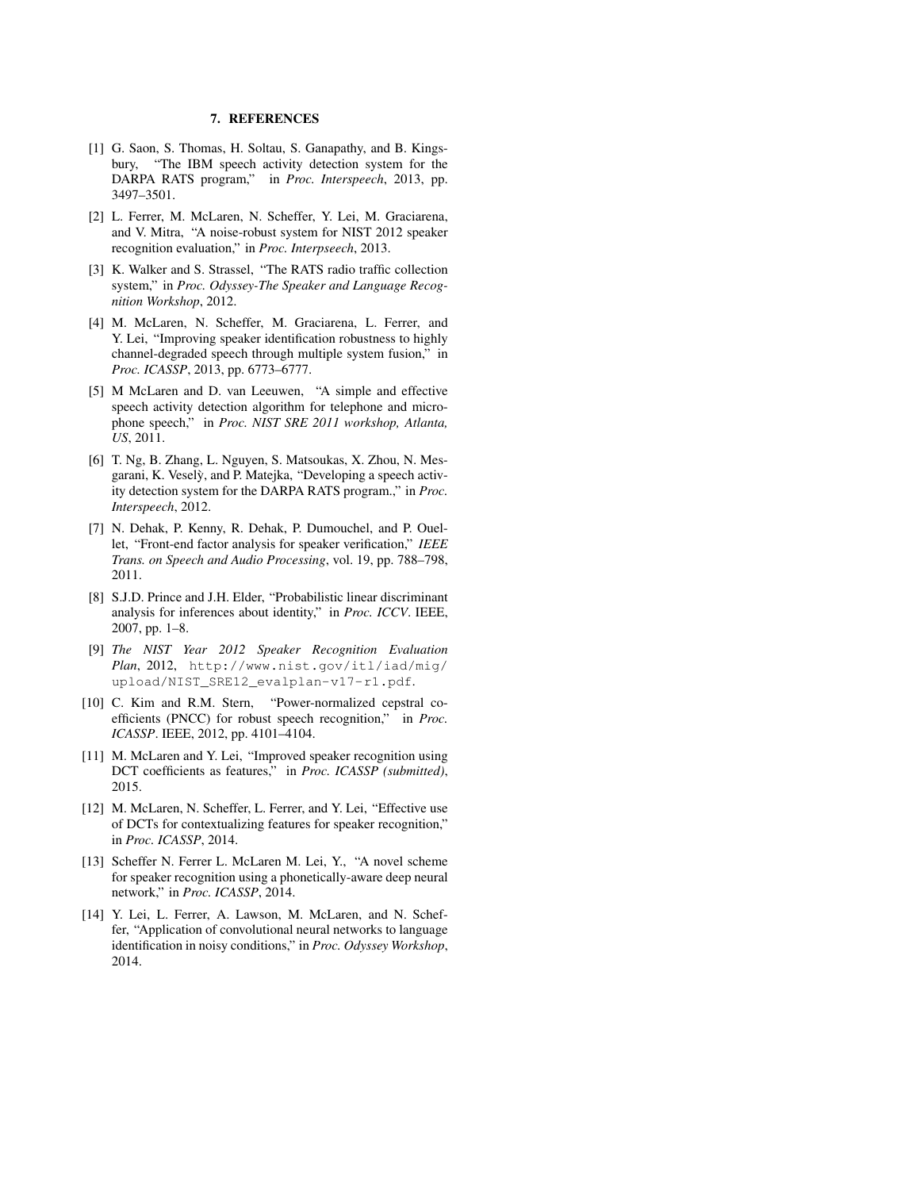## 7. REFERENCES

[1] G. Saon, S. Thomas, H. Soltau, S. Ganapathy, and B. Kingsbury, "The IBM speech activity detection system for the DARPA RATS program," in *Proc. Interspeech*, 2013, pp. 3497–3501.

[2] L. Ferrer, M. McLaren, N. Scheffer, Y. Lei, M. Graciarena, and V. Mitra, "A noise-robust system for NIST 2012 speaker recognition evaluation," in *Proc. Interpseech*, 2013.

[3] K. Walker and S. Strassel, "The RATS radio traffic collection system," in *Proc. Odyssey-The Speaker and Language Recognition Workshop*, 2012.

[4] M. McLaren, N. Scheffer, M. Graciarena, L. Ferrer, and Y. Lei, "Improving speaker identification robustness to highly channel-degraded speech through multiple system fusion," in *Proc. ICASSP*, 2013, pp. 6773–6777.

[5] M McLaren and D. van Leeuwen, "A simple and effective speech activity detection algorithm for telephone and microphone speech," in *Proc. NIST SRE 2011 workshop, Atlanta, US*, 2011.

[6] T. Ng, B. Zhang, L. Nguyen, S. Matsoukas, X. Zhou, N. Mesgarani, K. Veselỳ, and P. Matejka, "Developing a speech activity detection system for the DARPA RATS program.," in *Proc. Interspeech*, 2012.

[7] N. Dehak, P. Kenny, R. Dehak, P. Dumouchel, and P. Ouellet, "Front-end factor analysis for speaker verification," *IEEE Trans. on Speech and Audio Processing*, vol. 19, pp. 788–798, 2011.

[8] S.J.D. Prince and J.H. Elder, "Probabilistic linear discriminant analysis for inferences about identity," in *Proc. ICCV*. IEEE, 2007, pp. 1–8.

[9] *The NIST Year 2012 Speaker Recognition Evaluation Plan*, 2012, http://www.nist.gov/itl/iad/mig/upload/NIST_SRE12_evalplan-v17-r1.pdf.

[10] C. Kim and R.M. Stern, "Power-normalized cepstral coefficients (PNCC) for robust speech recognition," in *Proc. ICASSP*. IEEE, 2012, pp. 4101–4104.

[11] M. McLaren and Y. Lei, "Improved speaker recognition using DCT coefficients as features," in *Proc. ICASSP (submitted)*, 2015.

[12] M. McLaren, N. Scheffer, L. Ferrer, and Y. Lei, "Effective use of DCTs for contextualizing features for speaker recognition," in *Proc. ICASSP*, 2014.

[13] Scheffer N. Ferrer L. McLaren M. Lei, Y., "A novel scheme for speaker recognition using a phonetically-aware deep neural network," in *Proc. ICASSP*, 2014.

[14] Y. Lei, L. Ferrer, A. Lawson, M. McLaren, and N. Scheffer, "Application of convolutional neural networks to language identification in noisy conditions," in *Proc. Odyssey Workshop*, 2014.